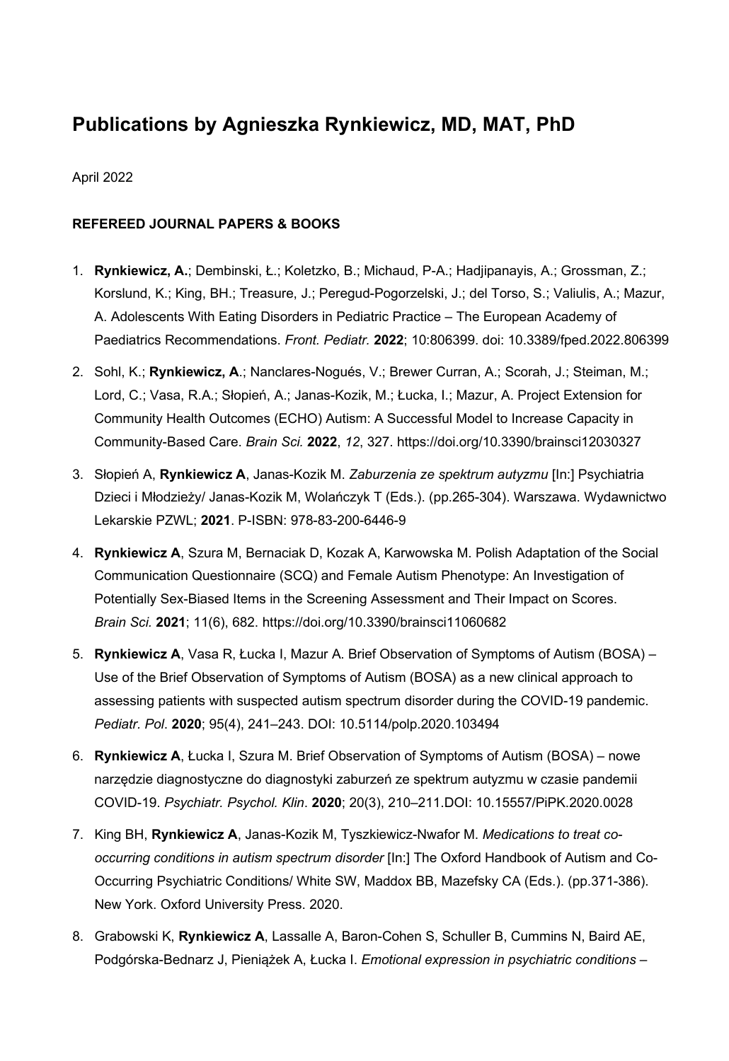# Publications by Agnieszka Rynkiewicz, MD, MAT, PhD

April 2022

**REFEREED JOURNAL PAPERS & BOOKS**

1. **Rynkiewicz, A.**; Dembinski, Ł.; Koletzko, B.; Michaud, P-A.; Hadjipanayis, A.; Grossman, Z.; Korslund, K.; King, BH.; Treasure, J.; Peregud-Pogorzelski, J.; del Torso, S.; Valiulis, A.; Mazur, A. Adolescents With Eating Disorders in Pediatric Practice – The European Academy of Paediatrics Recommendations. *Front. Pediatr.* **2022**; 10:806399. doi: 10.3389/fped.2022.806399

2. Sohl, K.; **Rynkiewicz, A**.; Nanclares-Nogués, V.; Brewer Curran, A.; Scorah, J.; Steiman, M.; Lord, C.; Vasa, R.A.; Słopień, A.; Janas-Kozik, M.; Łucka, I.; Mazur, A. Project Extension for Community Health Outcomes (ECHO) Autism: A Successful Model to Increase Capacity in Community-Based Care. *Brain Sci.* **2022**, *12*, 327. https://doi.org/10.3390/brainsci12030327

3. Słopień A, **Rynkiewicz A**, Janas-Kozik M. *Zaburzenia ze spektrum autyzmu* [In:] Psychiatria Dzieci i Młodzieży/ Janas-Kozik M, Wolańczyk T (Eds.). (pp.265-304). Warszawa. Wydawnictwo Lekarskie PZWL; **2021**. P-ISBN: 978-83-200-6446-9

4. **Rynkiewicz A**, Szura M, Bernaciak D, Kozak A, Karwowska M. Polish Adaptation of the Social Communication Questionnaire (SCQ) and Female Autism Phenotype: An Investigation of Potentially Sex-Biased Items in the Screening Assessment and Their Impact on Scores. *Brain Sci.* **2021**; 11(6), 682. https://doi.org/10.3390/brainsci11060682

5. **Rynkiewicz A**, Vasa R, Łucka I, Mazur A. Brief Observation of Symptoms of Autism (BOSA) – Use of the Brief Observation of Symptoms of Autism (BOSA) as a new clinical approach to assessing patients with suspected autism spectrum disorder during the COVID-19 pandemic. *Pediatr. Pol*. **2020**; 95(4), 241–243. DOI: 10.5114/polp.2020.103494

6. **Rynkiewicz A**, Łucka I, Szura M. Brief Observation of Symptoms of Autism (BOSA) – nowe narzędzie diagnostyczne do diagnostyki zaburzeń ze spektrum autyzmu w czasie pandemii COVID-19. *Psychiatr. Psychol. Klin*. **2020**; 20(3), 210–211.DOI: 10.15557/PiPK.2020.0028

7. King BH, **Rynkiewicz A**, Janas-Kozik M, Tyszkiewicz-Nwafor M. *Medications to treat co-occurring conditions in autism spectrum disorder* [In:] The Oxford Handbook of Autism and Co-Occurring Psychiatric Conditions/ White SW, Maddox BB, Mazefsky CA (Eds.). (pp.371-386). New York. Oxford University Press. 2020.

8. Grabowski K, **Rynkiewicz A**, Lassalle A, Baron-Cohen S, Schuller B, Cummins N, Baird AE, Podgórska-Bednarz J, Pieniążek A, Łucka I. *Emotional expression in psychiatric conditions* –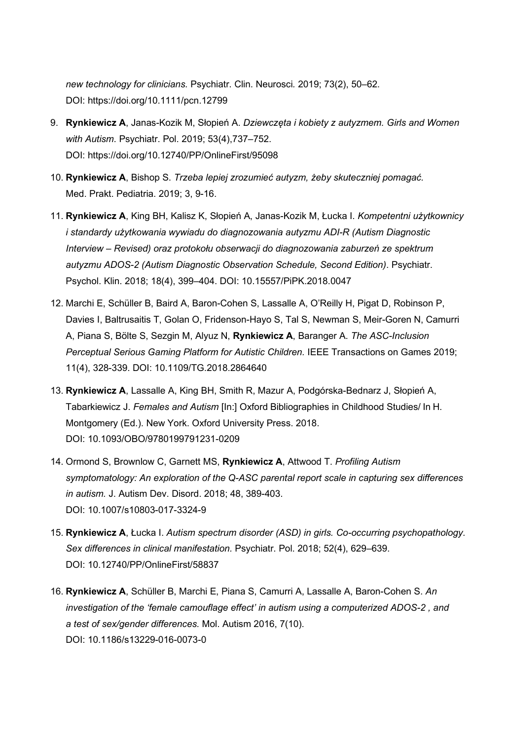*new technology for clinicians.* Psychiatr. Clin. Neurosci*.* 2019; 73(2), 50–62.
DOI: https://doi.org/10.1111/pcn.12799

9. **Rynkiewicz A**, Janas-Kozik M, Słopień A. *Dziewczęta i kobiety z autyzmem. Girls and Women with Autism*. Psychiatr. Pol. 2019; 53(4),737–752.
DOI: https://doi.org/10.12740/PP/OnlineFirst/95098

10. **Rynkiewicz A**, Bishop S. *Trzeba lepiej zrozumieć autyzm, żeby skuteczniej pomagać.* Med. Prakt. Pediatria. 2019; 3, 9-16.

11. **Rynkiewicz A**, King BH, Kalisz K, Słopień A, Janas-Kozik M, Łucka I. *Kompetentni użytkownicy i standardy użytkowania wywiadu do diagnozowania autyzmu ADI-R (Autism Diagnostic Interview – Revised) oraz protokołu obserwacji do diagnozowania zaburzeń ze spektrum autyzmu ADOS-2 (Autism Diagnostic Observation Schedule, Second Edition)*. Psychiatr. Psychol. Klin. 2018; 18(4), 399–404. DOI: 10.15557/PiPK.2018.0047

12. Marchi E, Schüller B, Baird A, Baron-Cohen S, Lassalle A, O'Reilly H, Pigat D, Robinson P, Davies I, Baltrusaitis T, Golan O, Fridenson-Hayo S, Tal S, Newman S, Meir-Goren N, Camurri A, Piana S, Bölte S, Sezgin M, Alyuz N, **Rynkiewicz A**, Baranger A. *The ASC-Inclusion Perceptual Serious Gaming Platform for Autistic Children.* IEEE Transactions on Games 2019; 11(4), 328-339. DOI: 10.1109/TG.2018.2864640

13. **Rynkiewicz A**, Lassalle A, King BH, Smith R, Mazur A, Podgórska-Bednarz J, Słopień A, Tabarkiewicz J. *Females and Autism* [In:] Oxford Bibliographies in Childhood Studies/ In H. Montgomery (Ed.). New York. Oxford University Press. 2018.
DOI: 10.1093/OBO/9780199791231-0209

14. Ormond S, Brownlow C, Garnett MS, **Rynkiewicz A**, Attwood T. *Profiling Autism symptomatology: An exploration of the Q-ASC parental report scale in capturing sex differences in autism.* J. Autism Dev. Disord. 2018; 48, 389-403.
DOI: 10.1007/s10803-017-3324-9

15. **Rynkiewicz A**, Łucka I. *Autism spectrum disorder (ASD) in girls. Co-occurring psychopathology. Sex differences in clinical manifestation*. Psychiatr. Pol. 2018; 52(4), 629–639.
DOI: 10.12740/PP/OnlineFirst/58837

16. **Rynkiewicz A**, Schüller B, Marchi E, Piana S, Camurri A, Lassalle A, Baron-Cohen S. *An investigation of the 'female camouflage effect' in autism using a computerized ADOS-2 , and a test of sex/gender differences.* Mol. Autism 2016, 7(10).
DOI: 10.1186/s13229-016-0073-0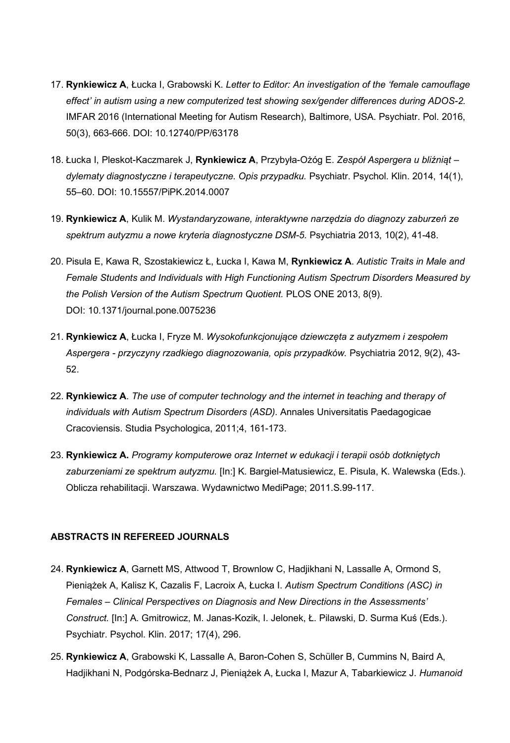17. **Rynkiewicz A**, Łucka I, Grabowski K. *Letter to Editor: An investigation of the 'female camouflage effect' in autism using a new computerized test showing sex/gender differences during ADOS-2.* IMFAR 2016 (International Meeting for Autism Research), Baltimore, USA. Psychiatr. Pol. 2016, 50(3), 663-666. DOI: 10.12740/PP/63178

18. Łucka I, Pleskot-Kaczmarek J, **Rynkiewicz A**, Przybyła-Ożóg E. *Zespół Aspergera u bliźniąt – dylematy diagnostyczne i terapeutyczne. Opis przypadku.* Psychiatr. Psychol. Klin. 2014, 14(1), 55–60. DOI: 10.15557/PiPK.2014.0007

19. **Rynkiewicz A**, Kulik M. *Wystandaryzowane, interaktywne narzędzia do diagnozy zaburzeń ze spektrum autyzmu a nowe kryteria diagnostyczne DSM-5.* Psychiatria 2013, 10(2), 41-48.

20. Pisula E, Kawa R, Szostakiewicz Ł, Łucka I, Kawa M, **Rynkiewicz A**. *Autistic Traits in Male and Female Students and Individuals with High Functioning Autism Spectrum Disorders Measured by the Polish Version of the Autism Spectrum Quotient.* PLOS ONE 2013, 8(9). DOI: 10.1371/journal.pone.0075236

21. **Rynkiewicz A**, Łucka I, Fryze M. *Wysokofunkcjonujące dziewczęta z autyzmem i zespołem Aspergera - przyczyny rzadkiego diagnozowania, opis przypadków.* Psychiatria 2012, 9(2), 43-52.

22. **Rynkiewicz A**. *The use of computer technology and the internet in teaching and therapy of individuals with Autism Spectrum Disorders (ASD).* Annales Universitatis Paedagogicae Cracoviensis. Studia Psychologica, 2011;4, 161-173.

23. **Rynkiewicz A.** *Programy komputerowe oraz Internet w edukacji i terapii osób dotkniętych zaburzeniami ze spektrum autyzmu.* [In:] K. Bargiel-Matusiewicz, E. Pisula, K. Walewska (Eds.). Oblicza rehabilitacji. Warszawa. Wydawnictwo MediPage; 2011.S.99-117.

## ABSTRACTS IN REFEREED JOURNALS

24. **Rynkiewicz A**, Garnett MS, Attwood T, Brownlow C, Hadjikhani N, Lassalle A, Ormond S, Pieniążek A, Kalisz K, Cazalis F, Lacroix A, Łucka I. *Autism Spectrum Conditions (ASC) in Females – Clinical Perspectives on Diagnosis and New Directions in the Assessments' Construct.* [In:] A. Gmitrowicz, M. Janas-Kozik, I. Jelonek, Ł. Pilawski, D. Surma Kuś (Eds.). Psychiatr. Psychol. Klin. 2017; 17(4), 296.

25. **Rynkiewicz A**, Grabowski K, Lassalle A, Baron-Cohen S, Schüller B, Cummins N, Baird A, Hadjikhani N, Podgórska-Bednarz J, Pieniążek A, Łucka I, Mazur A, Tabarkiewicz J. *Humanoid*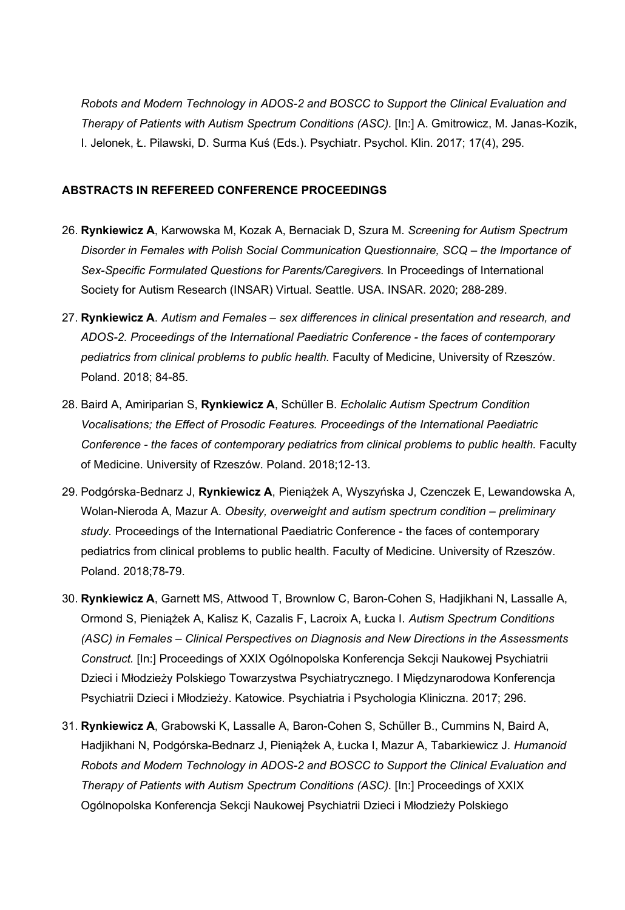*Robots and Modern Technology in ADOS-2 and BOSCC to Support the Clinical Evaluation and Therapy of Patients with Autism Spectrum Conditions (ASC).* [In:] A. Gmitrowicz, M. Janas-Kozik, I. Jelonek, Ł. Pilawski, D. Surma Kuś (Eds.). Psychiatr. Psychol. Klin. 2017; 17(4), 295.

**ABSTRACTS IN REFEREED CONFERENCE PROCEEDINGS**

26. **Rynkiewicz A**, Karwowska M, Kozak A, Bernaciak D, Szura M. *Screening for Autism Spectrum Disorder in Females with Polish Social Communication Questionnaire, SCQ – the Importance of Sex-Specific Formulated Questions for Parents/Caregivers.* In Proceedings of International Society for Autism Research (INSAR) Virtual. Seattle. USA. INSAR. 2020; 288-289.

27. **Rynkiewicz A**. *Autism and Females – sex differences in clinical presentation and research, and ADOS-2. Proceedings of the International Paediatric Conference - the faces of contemporary pediatrics from clinical problems to public health.* Faculty of Medicine, University of Rzeszów. Poland. 2018; 84-85.

28. Baird A, Amiriparian S, **Rynkiewicz A**, Schüller B. *Echolalic Autism Spectrum Condition Vocalisations; the Effect of Prosodic Features. Proceedings of the International Paediatric Conference - the faces of contemporary pediatrics from clinical problems to public health.* Faculty of Medicine. University of Rzeszów. Poland. 2018;12-13.

29. Podgórska-Bednarz J, **Rynkiewicz A**, Pieniążek A, Wyszyńska J, Czenczek E, Lewandowska A, Wolan-Nieroda A, Mazur A. *Obesity, overweight and autism spectrum condition – preliminary study.* Proceedings of the International Paediatric Conference - the faces of contemporary pediatrics from clinical problems to public health. Faculty of Medicine. University of Rzeszów. Poland. 2018;78-79.

30. **Rynkiewicz A**, Garnett MS, Attwood T, Brownlow C, Baron-Cohen S, Hadjikhani N, Lassalle A, Ormond S, Pieniążek A, Kalisz K, Cazalis F, Lacroix A, Łucka I. *Autism Spectrum Conditions (ASC) in Females – Clinical Perspectives on Diagnosis and New Directions in the Assessments Construct.* [In:] Proceedings of XXIX Ogólnopolska Konferencja Sekcji Naukowej Psychiatrii Dzieci i Młodzieży Polskiego Towarzystwa Psychiatrycznego. I Międzynarodowa Konferencja Psychiatrii Dzieci i Młodzieży. Katowice. Psychiatria i Psychologia Kliniczna. 2017; 296.

31. **Rynkiewicz A**, Grabowski K, Lassalle A, Baron-Cohen S, Schüller B., Cummins N, Baird A, Hadjikhani N, Podgórska-Bednarz J, Pieniążek A, Łucka I, Mazur A, Tabarkiewicz J. *Humanoid Robots and Modern Technology in ADOS-2 and BOSCC to Support the Clinical Evaluation and Therapy of Patients with Autism Spectrum Conditions (ASC).* [In:] Proceedings of XXIX Ogólnopolska Konferencja Sekcji Naukowej Psychiatrii Dzieci i Młodzieży Polskiego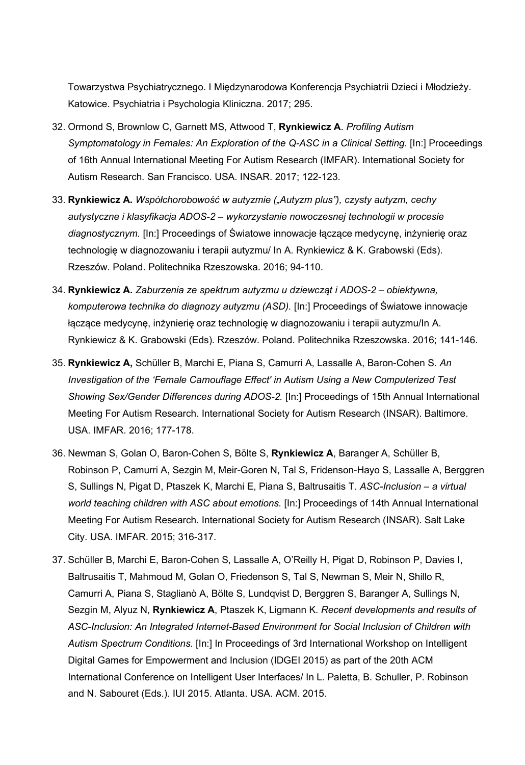Towarzystwa Psychiatrycznego. I Międzynarodowa Konferencja Psychiatrii Dzieci i Młodzieży. Katowice. Psychiatria i Psychologia Kliniczna. 2017; 295.

32. Ormond S, Brownlow C, Garnett MS, Attwood T, **Rynkiewicz A**. *Profiling Autism Symptomatology in Females: An Exploration of the Q-ASC in a Clinical Setting.* [In:] Proceedings of 16th Annual International Meeting For Autism Research (IMFAR). International Society for Autism Research. San Francisco. USA. INSAR. 2017; 122-123.

33. **Rynkiewicz A.** *Współchorobowość w autyzmie („Autyzm plus"), czysty autyzm, cechy autystyczne i klasyfikacja ADOS-2 – wykorzystanie nowoczesnej technologii w procesie diagnostycznym.* [In:] Proceedings of Światowe innowacje łączące medycynę, inżynierię oraz technologię w diagnozowaniu i terapii autyzmu/ In A. Rynkiewicz & K. Grabowski (Eds). Rzeszów. Poland. Politechnika Rzeszowska. 2016; 94-110.

34. **Rynkiewicz A.** *Zaburzenia ze spektrum autyzmu u dziewcząt i ADOS-2 – obiektywna, komputerowa technika do diagnozy autyzmu (ASD).* [In:] Proceedings of Światowe innowacje łączące medycynę, inżynierię oraz technologię w diagnozowaniu i terapii autyzmu/In A. Rynkiewicz & K. Grabowski (Eds). Rzeszów. Poland. Politechnika Rzeszowska. 2016; 141-146.

35. **Rynkiewicz A,** Schüller B, Marchi E, Piana S, Camurri A, Lassalle A, Baron-Cohen S. *An Investigation of the 'Female Camouflage Effect' in Autism Using a New Computerized Test Showing Sex/Gender Differences during ADOS-2.* [In:] Proceedings of 15th Annual International Meeting For Autism Research. International Society for Autism Research (INSAR). Baltimore. USA. IMFAR. 2016; 177-178.

36. Newman S, Golan O, Baron-Cohen S, Bölte S, **Rynkiewicz A**, Baranger A, Schüller B, Robinson P, Camurri A, Sezgin M, Meir-Goren N, Tal S, Fridenson-Hayo S, Lassalle A, Berggren S, Sullings N, Pigat D, Ptaszek K, Marchi E, Piana S, Baltrusaitis T. *ASC-Inclusion – a virtual world teaching children with ASC about emotions.* [In:] Proceedings of 14th Annual International Meeting For Autism Research. International Society for Autism Research (INSAR). Salt Lake City. USA. IMFAR. 2015; 316-317.

37. Schüller B, Marchi E, Baron-Cohen S, Lassalle A, O'Reilly H, Pigat D, Robinson P, Davies I, Baltrusaitis T, Mahmoud M, Golan O, Friedenson S, Tal S, Newman S, Meir N, Shillo R, Camurri A, Piana S, Staglianò A, Bölte S, Lundqvist D, Berggren S, Baranger A, Sullings N, Sezgin M, Alyuz N, **Rynkiewicz A**, Ptaszek K, Ligmann K. *Recent developments and results of ASC-Inclusion: An Integrated Internet-Based Environment for Social Inclusion of Children with Autism Spectrum Conditions.* [In:] In Proceedings of 3rd International Workshop on Intelligent Digital Games for Empowerment and Inclusion (IDGEI 2015) as part of the 20th ACM International Conference on Intelligent User Interfaces/ In L. Paletta, B. Schuller, P. Robinson and N. Sabouret (Eds.). IUI 2015. Atlanta. USA. ACM. 2015.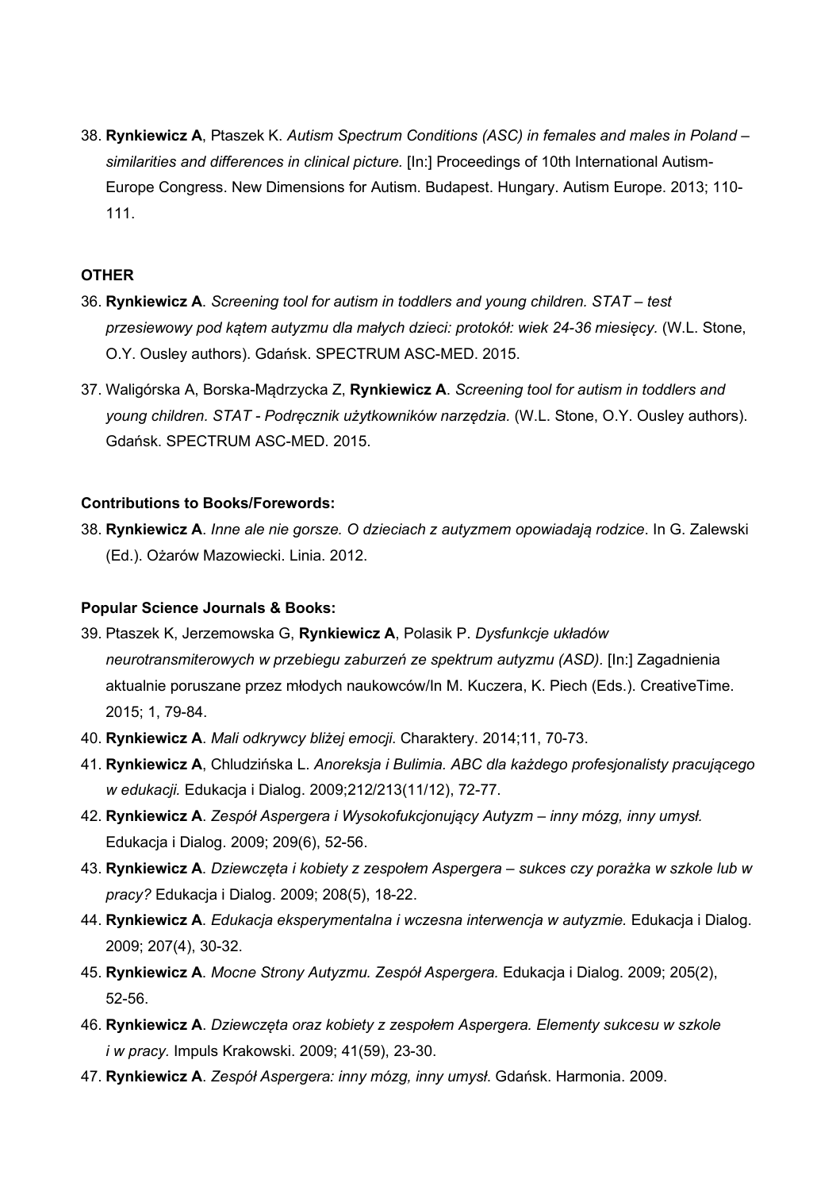38. **Rynkiewicz A**, Ptaszek K. *Autism Spectrum Conditions (ASC) in females and males in Poland – similarities and differences in clinical picture.* [In:] Proceedings of 10th International Autism-Europe Congress. New Dimensions for Autism. Budapest. Hungary. Autism Europe. 2013; 110-111.

**OTHER**

36. **Rynkiewicz A**. *Screening tool for autism in toddlers and young children. STAT – test przesiewowy pod kątem autyzmu dla małych dzieci: protokół: wiek 24-36 miesięcy.* (W.L. Stone, O.Y. Ousley authors). Gdańsk. SPECTRUM ASC-MED. 2015.
37. Waligórska A, Borska-Mądrzycka Z, **Rynkiewicz A**. *Screening tool for autism in toddlers and young children. STAT - Podręcznik użytkowników narzędzia.* (W.L. Stone, O.Y. Ousley authors). Gdańsk. SPECTRUM ASC-MED. 2015.

**Contributions to Books/Forewords:**

38. **Rynkiewicz A**. *Inne ale nie gorsze. O dzieciach z autyzmem opowiadają rodzice*. In G. Zalewski (Ed.). Ożarów Mazowiecki. Linia. 2012.

**Popular Science Journals & Books:**

39. Ptaszek K, Jerzemowska G, **Rynkiewicz A**, Polasik P. *Dysfunkcje układów neurotransmiterowych w przebiegu zaburzeń ze spektrum autyzmu (ASD).* [In:] Zagadnienia aktualnie poruszane przez młodych naukowców/In M. Kuczera, K. Piech (Eds.). CreativeTime. 2015; 1, 79-84.
40. **Rynkiewicz A**. *Mali odkrywcy bliżej emocji*. Charaktery. 2014;11, 70-73.
41. **Rynkiewicz A**, Chludzińska L. *Anoreksja i Bulimia. ABC dla każdego profesjonalisty pracującego w edukacji.* Edukacja i Dialog. 2009;212/213(11/12), 72-77.
42. **Rynkiewicz A**. *Zespół Aspergera i Wysokofukcjonujący Autyzm – inny mózg, inny umysł.* Edukacja i Dialog. 2009; 209(6), 52-56.
43. **Rynkiewicz A**. *Dziewczęta i kobiety z zespołem Aspergera – sukces czy porażka w szkole lub w pracy?* Edukacja i Dialog. 2009; 208(5), 18-22.
44. **Rynkiewicz A**. *Edukacja eksperymentalna i wczesna interwencja w autyzmie.* Edukacja i Dialog. 2009; 207(4), 30-32.
45. **Rynkiewicz A**. *Mocne Strony Autyzmu. Zespół Aspergera.* Edukacja i Dialog. 2009; 205(2), 52-56.
46. **Rynkiewicz A**. *Dziewczęta oraz kobiety z zespołem Aspergera. Elementy sukcesu w szkole i w pracy.* Impuls Krakowski. 2009; 41(59), 23-30.
47. **Rynkiewicz A**. *Zespół Aspergera: inny mózg, inny umysł.* Gdańsk. Harmonia. 2009.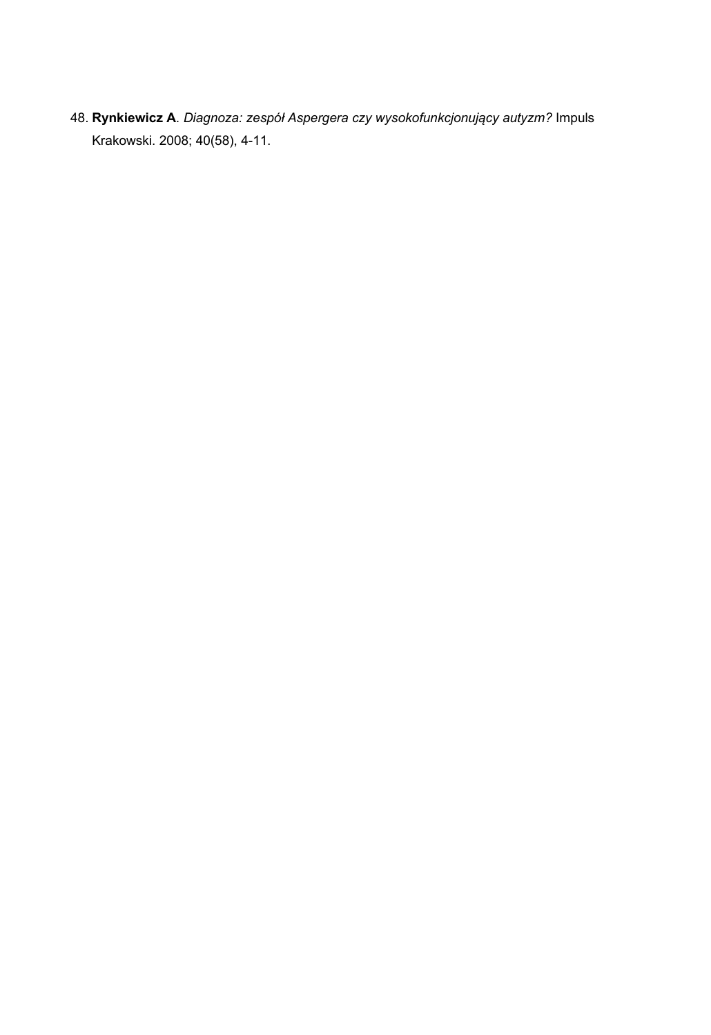48. **Rynkiewicz A**. *Diagnoza: zespół Aspergera czy wysokofunkcjonujący autyzm?* Impuls Krakowski. 2008; 40(58), 4-11.